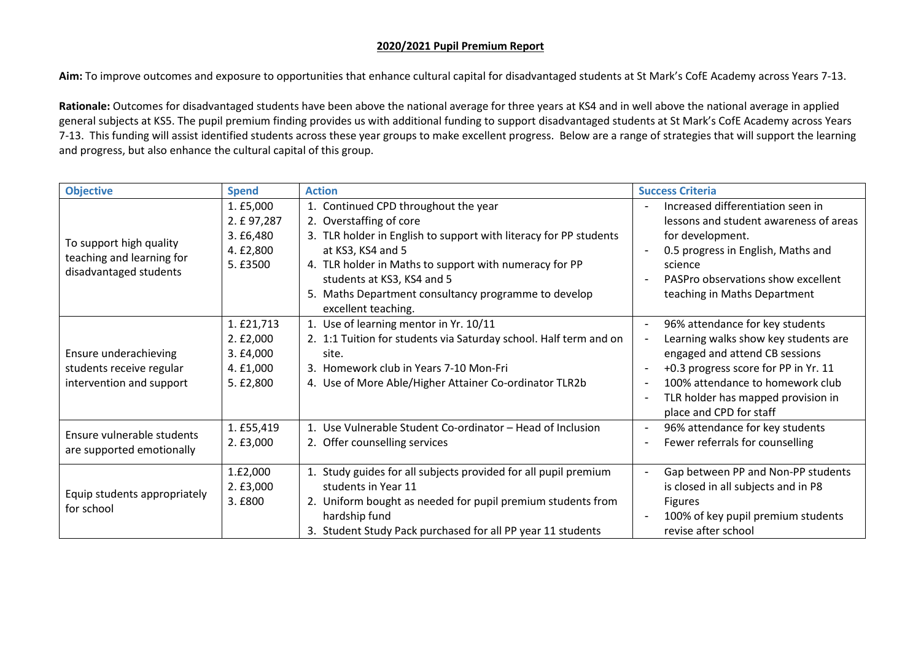**2020/2021 Pupil Premium Report**

**Aim:** To improve outcomes and exposure to opportunities that enhance cultural capital for disadvantaged students at St Mark's CofE Academy across Years 7-13.

**Rationale:** Outcomes for disadvantaged students have been above the national average for three years at KS4 and in well above the national average in applied general subjects at KS5. The pupil premium finding provides us with additional funding to support disadvantaged students at St Mark's CofE Academy across Years 7-13. This funding will assist identified students across these year groups to make excellent progress. Below are a range of strategies that will support the learning and progress, but also enhance the cultural capital of this group.

| Objective | Spend | Action | Success Criteria |
| --- | --- | --- | --- |
| To support high quality teaching and learning for disadvantaged students | 1. £5,000<br>2. £ 97,287<br>3. £6,480<br>4. £2,800<br>5. £3500 | 1. Continued CPD throughout the year<br>2. Overstaffing of core<br>3. TLR holder in English to support with literacy for PP students at KS3, KS4 and 5<br>4. TLR holder in Maths to support with numeracy for PP students at KS3, KS4 and 5<br>5. Maths Department consultancy programme to develop excellent teaching. | - Increased differentiation seen in lessons and student awareness of areas for development.<br>- 0.5 progress in English, Maths and science<br>- PASPro observations show excellent teaching in Maths Department |
| Ensure underachieving students receive regular intervention and support | 1. £21,713<br>2. £2,000<br>3. £4,000<br>4. £1,000<br>5. £2,800 | 1. Use of learning mentor in Yr. 10/11<br>2. 1:1 Tuition for students via Saturday school. Half term and on site.<br>3. Homework club in Years 7-10 Mon-Fri<br>4. Use of More Able/Higher Attainer Co-ordinator TLR2b | - 96% attendance for key students<br>- Learning walks show key students are engaged and attend CB sessions<br>- +0.3 progress score for PP in Yr. 11<br>- 100% attendance to homework club<br>- TLR holder has mapped provision in place and CPD for staff |
| Ensure vulnerable students are supported emotionally | 1. £55,419<br>2. £3,000 | 1. Use Vulnerable Student Co-ordinator – Head of Inclusion<br>2. Offer counselling services | - 96% attendance for key students<br>- Fewer referrals for counselling |
| Equip students appropriately for school | 1.£2,000<br>2. £3,000<br>3. £800 | 1. Study guides for all subjects provided for all pupil premium students in Year 11<br>2. Uniform bought as needed for pupil premium students from hardship fund<br>3. Student Study Pack purchased for all PP year 11 students | - Gap between PP and Non-PP students is closed in all subjects and in P8 Figures<br>- 100% of key pupil premium students revise after school |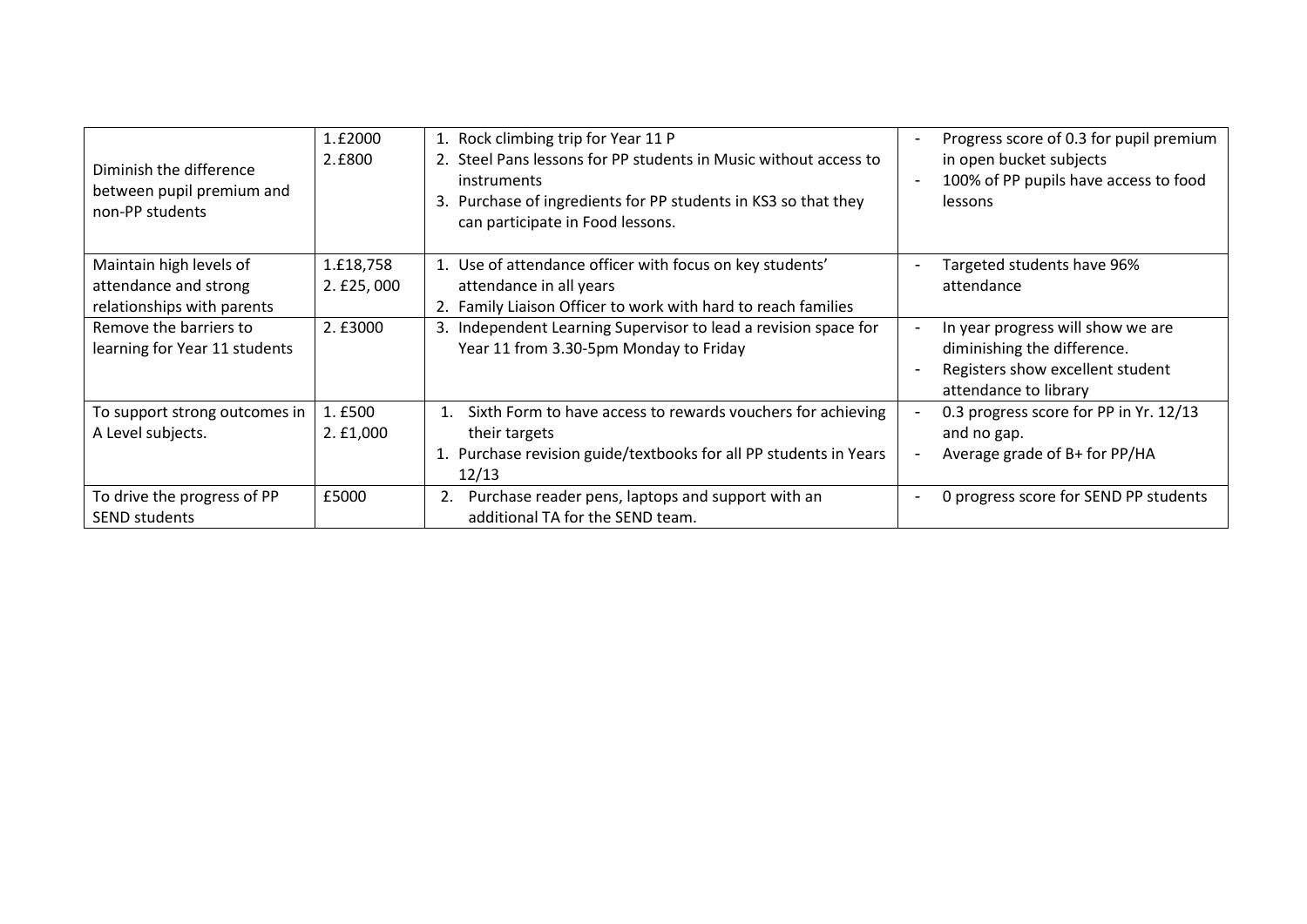| | | | |
|---|---|---|---|
| Diminish the difference between pupil premium and non-PP students | 1.£2000<br>2.£800 | 1. Rock climbing trip for Year 11 P<br>2. Steel Pans lessons for PP students in Music without access to instruments<br>3. Purchase of ingredients for PP students in KS3 so that they can participate in Food lessons. | - Progress score of 0.3 for pupil premium in open bucket subjects<br>- 100% of PP pupils have access to food lessons |
| Maintain high levels of attendance and strong relationships with parents | 1.£18,758<br>2. £25, 000 | 1. Use of attendance officer with focus on key students' attendance in all years<br>2. Family Liaison Officer to work with hard to reach families | - Targeted students have 96% attendance |
| Remove the barriers to learning for Year 11 students | 2. £3000 | 3. Independent Learning Supervisor to lead a revision space for Year 11 from 3.30-5pm Monday to Friday | - In year progress will show we are diminishing the difference.<br>- Registers show excellent student attendance to library |
| To support strong outcomes in A Level subjects. | 1. £500<br>2. £1,000 | 1. Sixth Form to have access to rewards vouchers for achieving their targets<br>1. Purchase revision guide/textbooks for all PP students in Years 12/13 | - 0.3 progress score for PP in Yr. 12/13 and no gap.<br>- Average grade of B+ for PP/HA |
| To drive the progress of PP SEND students | £5000 | 2. Purchase reader pens, laptops and support with an additional TA for the SEND team. | - 0 progress score for SEND PP students |